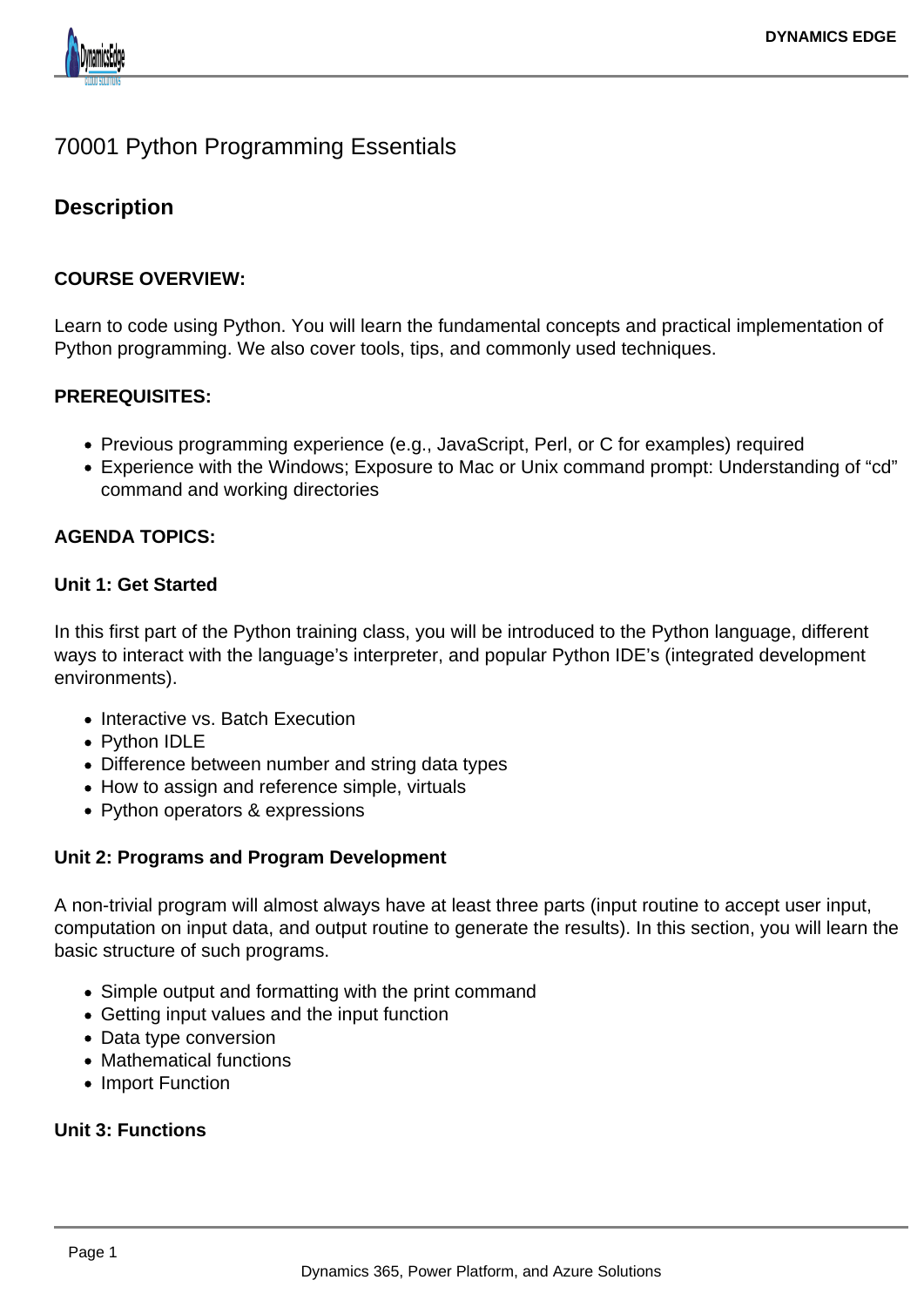# 70001 Python Programming Essentials

## Description

**COURSE OVERVIEW:**

Learn to code using Python. You will learn the fundamental concepts and practical implementation of Python programming. We also cover tools, tips, and commonly used techniques.

**PREREQUISITES:**

- Previous programming experience (e.g., JavaScript, Perl, or C for examples) required
- Experience with the Windows; Exposure to Mac or Unix command prompt: Understanding of “cd” command and working directories

**AGENDA TOPICS:**

**Unit 1: Get Started**

In this first part of the Python training class, you will be introduced to the Python language, different ways to interact with the language’s interpreter, and popular Python IDE’s (integrated development environments).

- Interactive vs. Batch Execution
- Python IDLE
- Difference between number and string data types
- How to assign and reference simple, virtuals
- Python operators & expressions

**Unit 2: Programs and Program Development**

A non-trivial program will almost always have at least three parts (input routine to accept user input, computation on input data, and output routine to generate the results). In this section, you will learn the basic structure of such programs.

- Simple output and formatting with the print command
- Getting input values and the input function
- Data type conversion
- Mathematical functions
- Import Function

**Unit 3: Functions**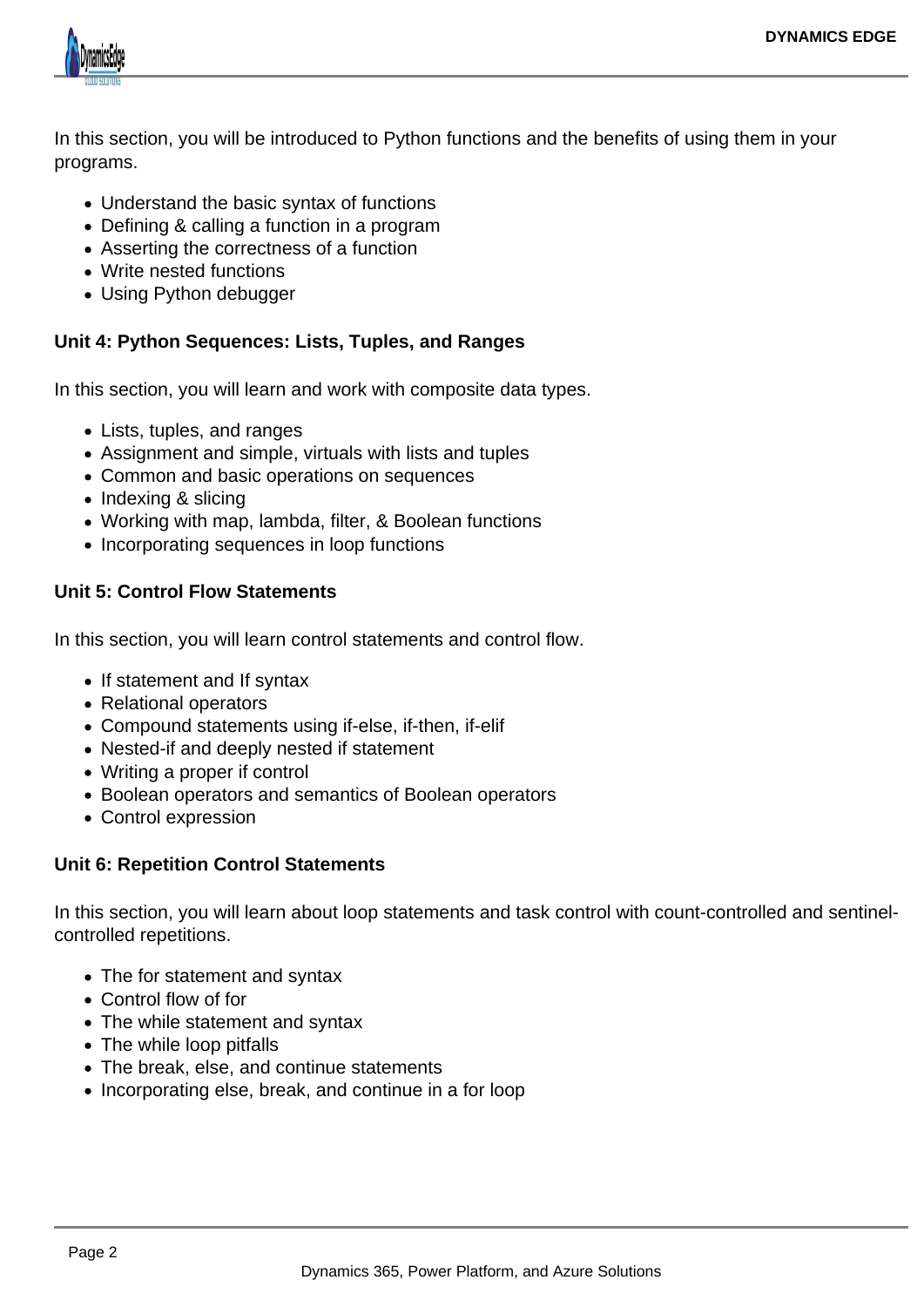In this section, you will be introduced to Python functions and the benefits of using them in your programs.

- Understand the basic syntax of functions
- Defining & calling a function in a program
- Asserting the correctness of a function
- Write nested functions
- Using Python debugger

**Unit 4: Python Sequences: Lists, Tuples, and Ranges**

In this section, you will learn and work with composite data types.

- Lists, tuples, and ranges
- Assignment and simple, virtuals with lists and tuples
- Common and basic operations on sequences
- Indexing & slicing
- Working with map, lambda, filter, & Boolean functions
- Incorporating sequences in loop functions

**Unit 5: Control Flow Statements**

In this section, you will learn control statements and control flow.

- If statement and If syntax
- Relational operators
- Compound statements using if-else, if-then, if-elif
- Nested-if and deeply nested if statement
- Writing a proper if control
- Boolean operators and semantics of Boolean operators
- Control expression

**Unit 6: Repetition Control Statements**

In this section, you will learn about loop statements and task control with count-controlled and sentinel-controlled repetitions.

- The for statement and syntax
- Control flow of for
- The while statement and syntax
- The while loop pitfalls
- The break, else, and continue statements
- Incorporating else, break, and continue in a for loop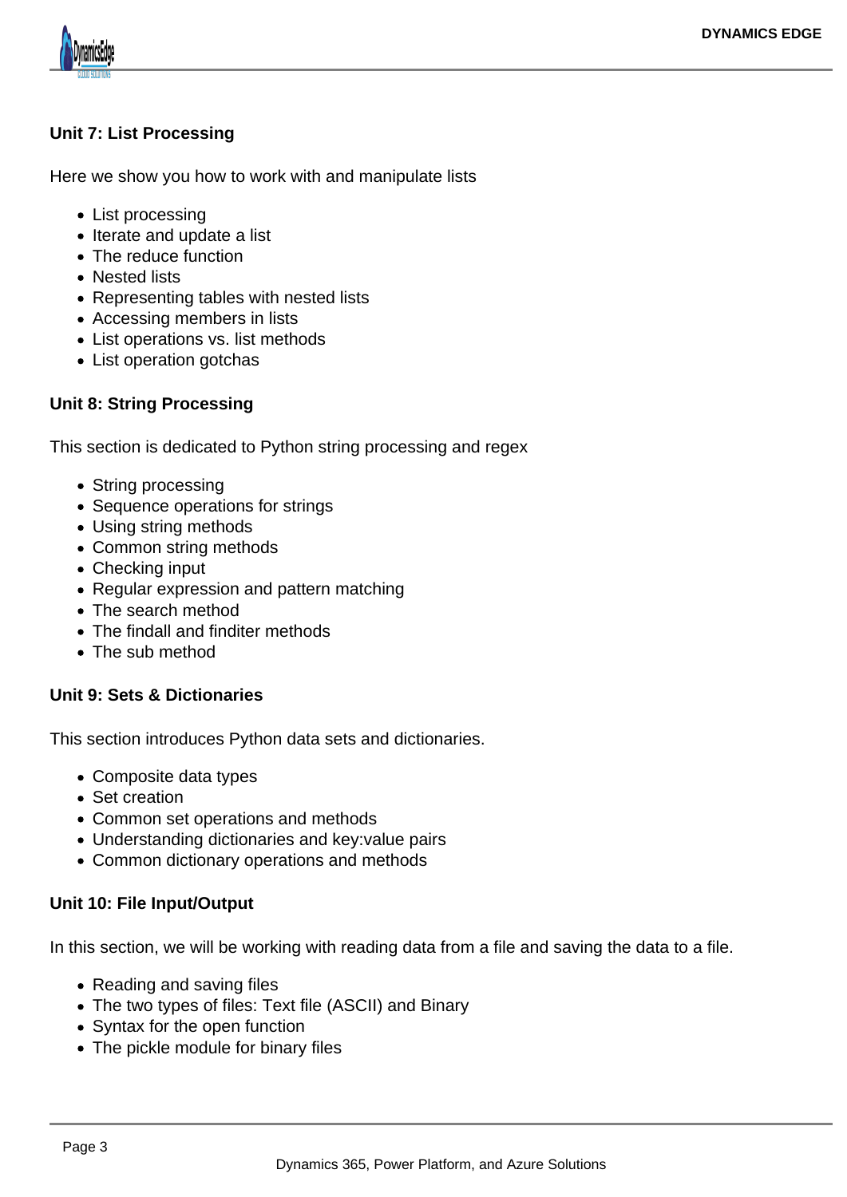**Unit 7: List Processing**

Here we show you how to work with and manipulate lists

- List processing
- Iterate and update a list
- The reduce function
- Nested lists
- Representing tables with nested lists
- Accessing members in lists
- List operations vs. list methods
- List operation gotchas

**Unit 8: String Processing**

This section is dedicated to Python string processing and regex

- String processing
- Sequence operations for strings
- Using string methods
- Common string methods
- Checking input
- Regular expression and pattern matching
- The search method
- The findall and finditer methods
- The sub method

**Unit 9: Sets & Dictionaries**

This section introduces Python data sets and dictionaries.

- Composite data types
- Set creation
- Common set operations and methods
- Understanding dictionaries and key:value pairs
- Common dictionary operations and methods

**Unit 10: File Input/Output**

In this section, we will be working with reading data from a file and saving the data to a file.

- Reading and saving files
- The two types of files: Text file (ASCII) and Binary
- Syntax for the open function
- The pickle module for binary files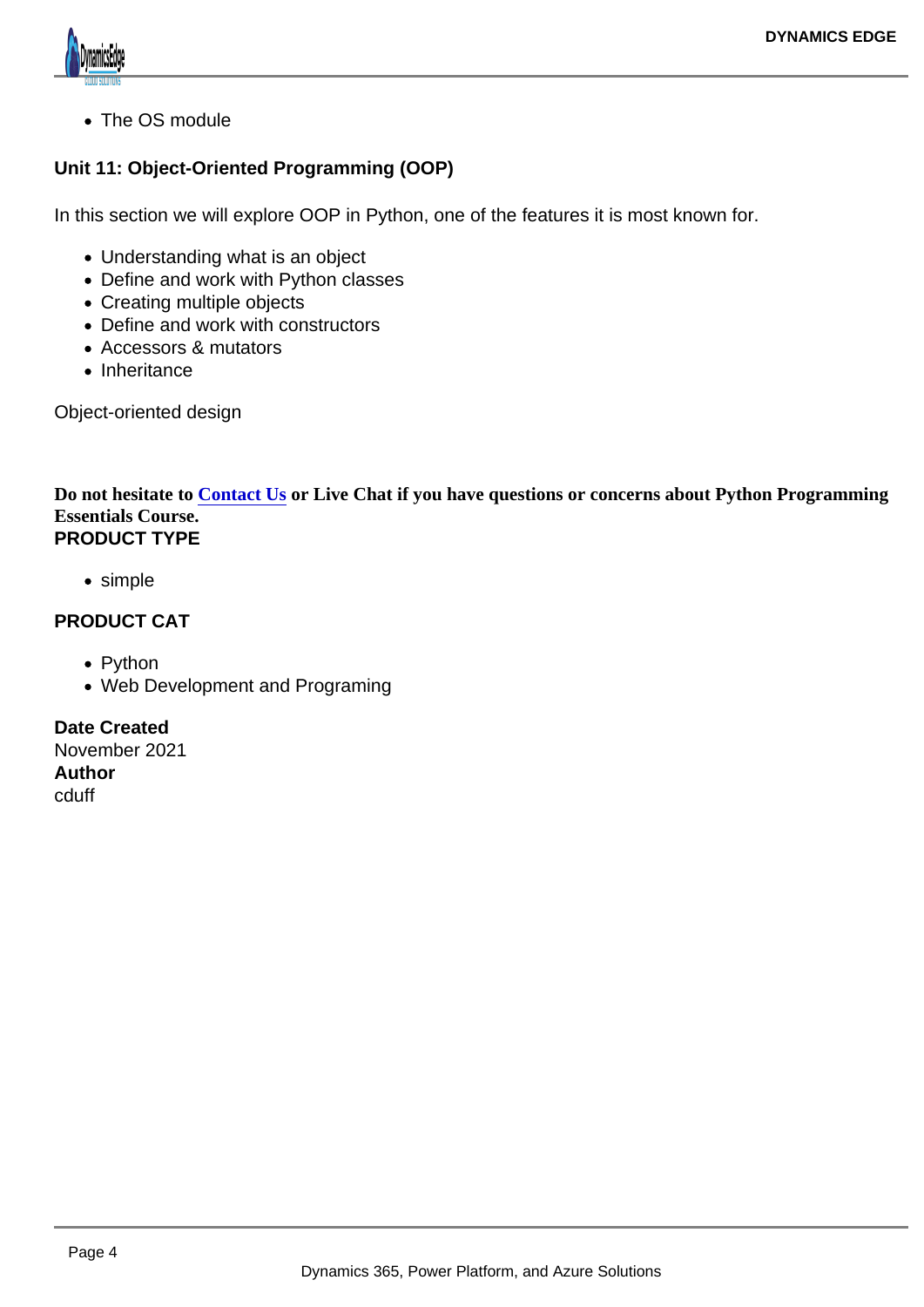- The OS module

**Unit 11: Object-Oriented Programming (OOP)**

In this section we will explore OOP in Python, one of the features it is most known for.

- Understanding what is an object
- Define and work with Python classes
- Creating multiple objects
- Define and work with constructors
- Accessors & mutators
- Inheritance

Object-oriented design

**Do not hesitate to Contact Us or Live Chat if you have questions or concerns about Python Programming Essentials Course.**

**PRODUCT TYPE**

- simple

**PRODUCT CAT**

- Python
- Web Development and Programing

**Date Created**
November 2021
**Author**
cduff